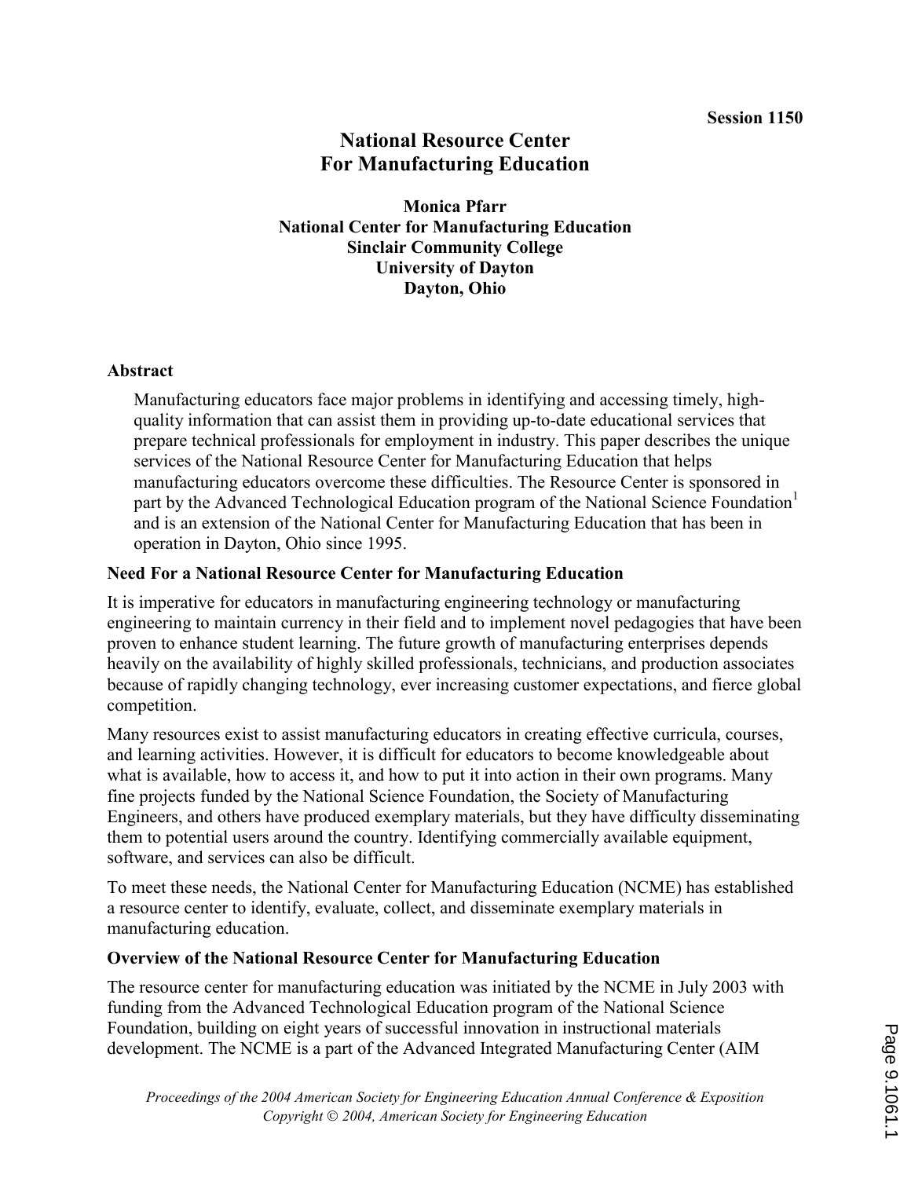Session 1150

# National Resource Center For Manufacturing Education

**Monica Pfarr**
**National Center for Manufacturing Education**
**Sinclair Community College**
**University of Dayton**
**Dayton, Ohio**

## Abstract

Manufacturing educators face major problems in identifying and accessing timely, high-quality information that can assist them in providing up-to-date educational services that prepare technical professionals for employment in industry. This paper describes the unique services of the National Resource Center for Manufacturing Education that helps manufacturing educators overcome these difficulties. The Resource Center is sponsored in part by the Advanced Technological Education program of the National Science Foundation[1] and is an extension of the National Center for Manufacturing Education that has been in operation in Dayton, Ohio since 1995.

## Need For a National Resource Center for Manufacturing Education

It is imperative for educators in manufacturing engineering technology or manufacturing engineering to maintain currency in their field and to implement novel pedagogies that have been proven to enhance student learning. The future growth of manufacturing enterprises depends heavily on the availability of highly skilled professionals, technicians, and production associates because of rapidly changing technology, ever increasing customer expectations, and fierce global competition.

Many resources exist to assist manufacturing educators in creating effective curricula, courses, and learning activities. However, it is difficult for educators to become knowledgeable about what is available, how to access it, and how to put it into action in their own programs. Many fine projects funded by the National Science Foundation, the Society of Manufacturing Engineers, and others have produced exemplary materials, but they have difficulty disseminating them to potential users around the country. Identifying commercially available equipment, software, and services can also be difficult.

To meet these needs, the National Center for Manufacturing Education (NCME) has established a resource center to identify, evaluate, collect, and disseminate exemplary materials in manufacturing education.

## Overview of the National Resource Center for Manufacturing Education

The resource center for manufacturing education was initiated by the NCME in July 2003 with funding from the Advanced Technological Education program of the National Science Foundation, building on eight years of successful innovation in instructional materials development. The NCME is a part of the Advanced Integrated Manufacturing Center (AIM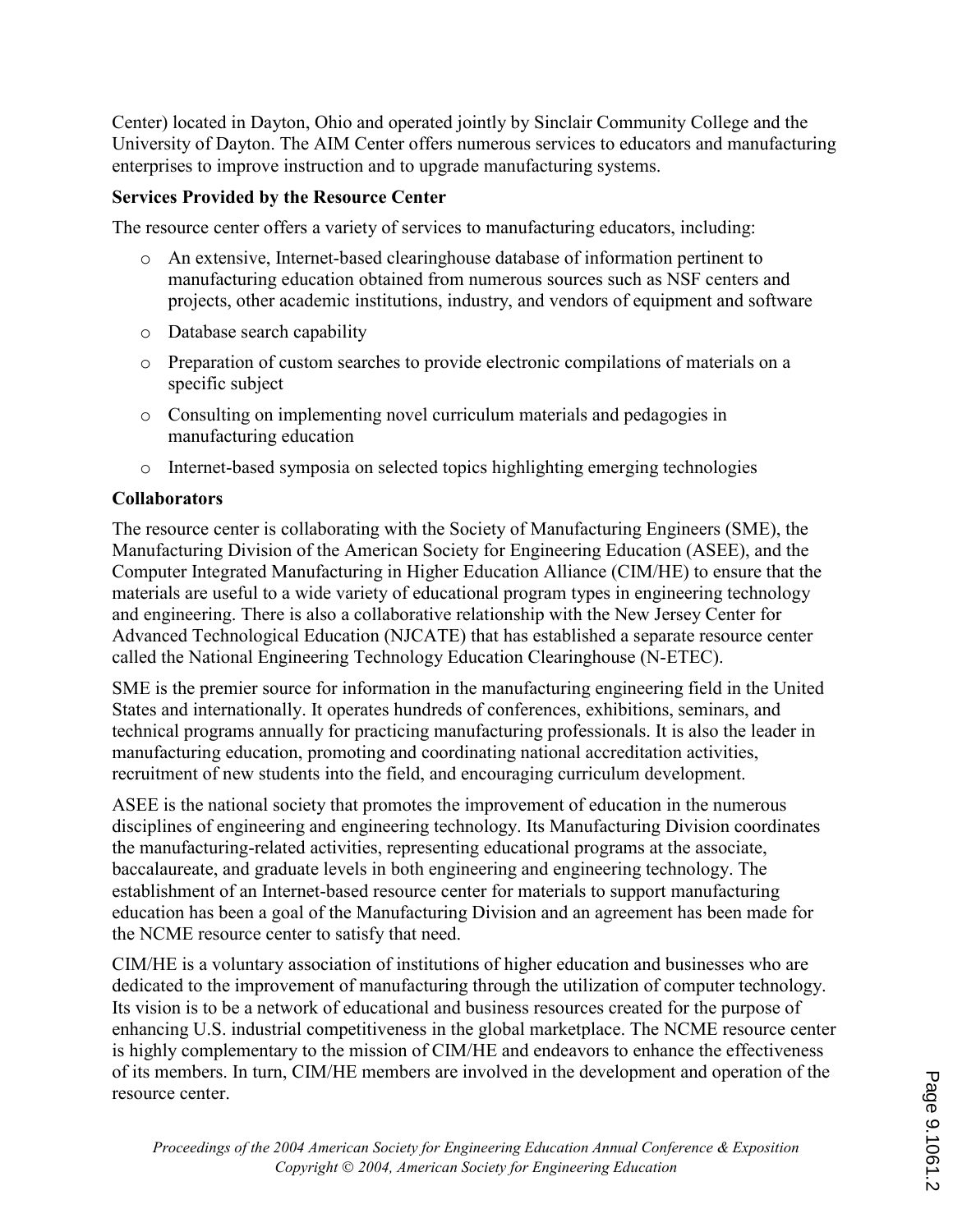Center) located in Dayton, Ohio and operated jointly by Sinclair Community College and the University of Dayton. The AIM Center offers numerous services to educators and manufacturing enterprises to improve instruction and to upgrade manufacturing systems.

**Services Provided by the Resource Center**

The resource center offers a variety of services to manufacturing educators, including:

- An extensive, Internet-based clearinghouse database of information pertinent to manufacturing education obtained from numerous sources such as NSF centers and projects, other academic institutions, industry, and vendors of equipment and software
- Database search capability
- Preparation of custom searches to provide electronic compilations of materials on a specific subject
- Consulting on implementing novel curriculum materials and pedagogies in manufacturing education
- Internet-based symposia on selected topics highlighting emerging technologies

**Collaborators**

The resource center is collaborating with the Society of Manufacturing Engineers (SME), the Manufacturing Division of the American Society for Engineering Education (ASEE), and the Computer Integrated Manufacturing in Higher Education Alliance (CIM/HE) to ensure that the materials are useful to a wide variety of educational program types in engineering technology and engineering. There is also a collaborative relationship with the New Jersey Center for Advanced Technological Education (NJCATE) that has established a separate resource center called the National Engineering Technology Education Clearinghouse (N-ETEC).

SME is the premier source for information in the manufacturing engineering field in the United States and internationally. It operates hundreds of conferences, exhibitions, seminars, and technical programs annually for practicing manufacturing professionals. It is also the leader in manufacturing education, promoting and coordinating national accreditation activities, recruitment of new students into the field, and encouraging curriculum development.

ASEE is the national society that promotes the improvement of education in the numerous disciplines of engineering and engineering technology. Its Manufacturing Division coordinates the manufacturing-related activities, representing educational programs at the associate, baccalaureate, and graduate levels in both engineering and engineering technology. The establishment of an Internet-based resource center for materials to support manufacturing education has been a goal of the Manufacturing Division and an agreement has been made for the NCME resource center to satisfy that need.

CIM/HE is a voluntary association of institutions of higher education and businesses who are dedicated to the improvement of manufacturing through the utilization of computer technology. Its vision is to be a network of educational and business resources created for the purpose of enhancing U.S. industrial competitiveness in the global marketplace. The NCME resource center is highly complementary to the mission of CIM/HE and endeavors to enhance the effectiveness of its members. In turn, CIM/HE members are involved in the development and operation of the resource center.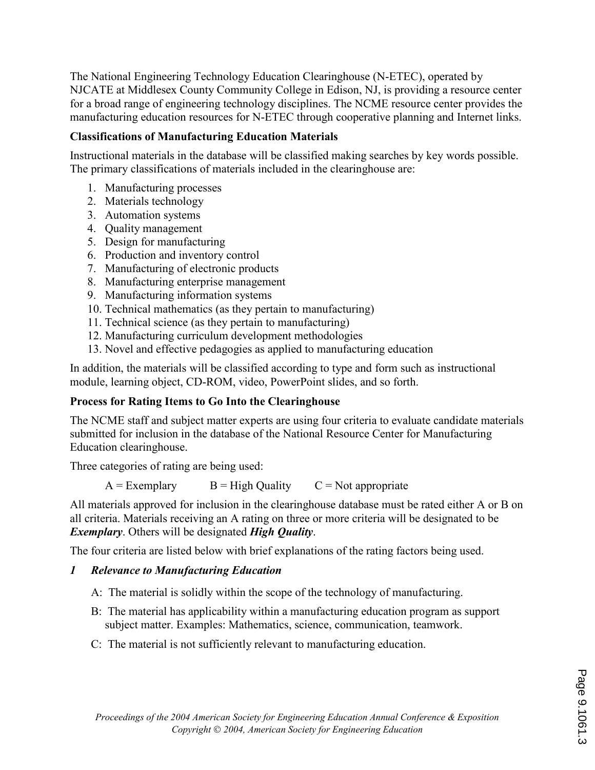The National Engineering Technology Education Clearinghouse (N-ETEC), operated by NJCATE at Middlesex County Community College in Edison, NJ, is providing a resource center for a broad range of engineering technology disciplines. The NCME resource center provides the manufacturing education resources for N-ETEC through cooperative planning and Internet links.

### Classifications of Manufacturing Education Materials

Instructional materials in the database will be classified making searches by key words possible. The primary classifications of materials included in the clearinghouse are:

1. Manufacturing processes
2. Materials technology
3. Automation systems
4. Quality management
5. Design for manufacturing
6. Production and inventory control
7. Manufacturing of electronic products
8. Manufacturing enterprise management
9. Manufacturing information systems
10. Technical mathematics (as they pertain to manufacturing)
11. Technical science (as they pertain to manufacturing)
12. Manufacturing curriculum development methodologies
13. Novel and effective pedagogies as applied to manufacturing education

In addition, the materials will be classified according to type and form such as instructional module, learning object, CD-ROM, video, PowerPoint slides, and so forth.

### Process for Rating Items to Go Into the Clearinghouse

The NCME staff and subject matter experts are using four criteria to evaluate candidate materials submitted for inclusion in the database of the National Resource Center for Manufacturing Education clearinghouse.

Three categories of rating are being used:

A = Exemplary     B = High Quality     C = Not appropriate

All materials approved for inclusion in the clearinghouse database must be rated either A or B on all criteria. Materials receiving an A rating on three or more criteria will be designated to be ***Exemplary***. Others will be designated ***High Quality***.

The four criteria are listed below with brief explanations of the rating factors being used.

#### *1 Relevance to Manufacturing Education*

A: The material is solidly within the scope of the technology of manufacturing.

B: The material has applicability within a manufacturing education program as support subject matter. Examples: Mathematics, science, communication, teamwork.

C: The material is not sufficiently relevant to manufacturing education.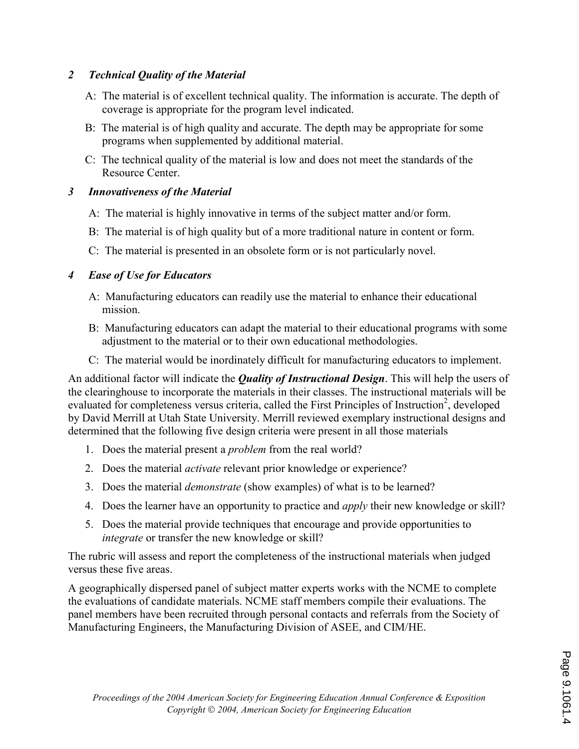### *2 Technical Quality of the Material*

A: The material is of excellent technical quality. The information is accurate. The depth of coverage is appropriate for the program level indicated.

B: The material is of high quality and accurate. The depth may be appropriate for some programs when supplemented by additional material.

C: The technical quality of the material is low and does not meet the standards of the Resource Center.

### *3 Innovativeness of the Material*

A: The material is highly innovative in terms of the subject matter and/or form.

B: The material is of high quality but of a more traditional nature in content or form.

C: The material is presented in an obsolete form or is not particularly novel.

### *4 Ease of Use for Educators*

A: Manufacturing educators can readily use the material to enhance their educational mission.

B: Manufacturing educators can adapt the material to their educational programs with some adjustment to the material or to their own educational methodologies.

C: The material would be inordinately difficult for manufacturing educators to implement.

An additional factor will indicate the ***Quality of Instructional Design***. This will help the users of the clearinghouse to incorporate the materials in their classes. The instructional materials will be evaluated for completeness versus criteria, called the First Principles of Instruction[2], developed by David Merrill at Utah State University. Merrill reviewed exemplary instructional designs and determined that the following five design criteria were present in all those materials

1. Does the material present a *problem* from the real world?
2. Does the material *activate* relevant prior knowledge or experience?
3. Does the material *demonstrate* (show examples) of what is to be learned?
4. Does the learner have an opportunity to practice and *apply* their new knowledge or skill?
5. Does the material provide techniques that encourage and provide opportunities to *integrate* or transfer the new knowledge or skill?

The rubric will assess and report the completeness of the instructional materials when judged versus these five areas.

A geographically dispersed panel of subject matter experts works with the NCME to complete the evaluations of candidate materials. NCME staff members compile their evaluations. The panel members have been recruited through personal contacts and referrals from the Society of Manufacturing Engineers, the Manufacturing Division of ASEE, and CIM/HE.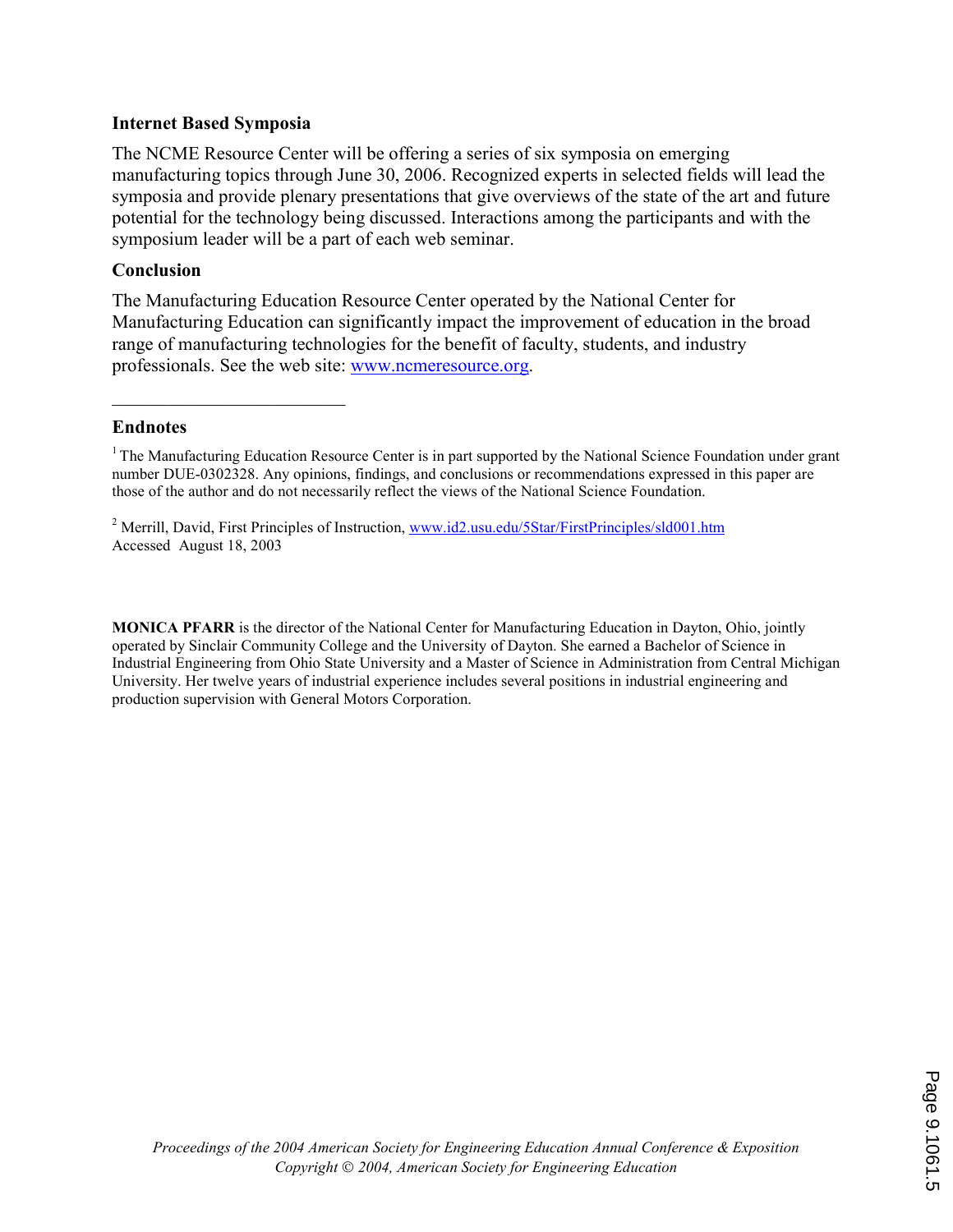## Internet Based Symposia

The NCME Resource Center will be offering a series of six symposia on emerging manufacturing topics through June 30, 2006. Recognized experts in selected fields will lead the symposia and provide plenary presentations that give overviews of the state of the art and future potential for the technology being discussed. Interactions among the participants and with the symposium leader will be a part of each web seminar.

## Conclusion

The Manufacturing Education Resource Center operated by the National Center for Manufacturing Education can significantly impact the improvement of education in the broad range of manufacturing technologies for the benefit of faculty, students, and industry professionals. See the web site: www.ncmeresource.org.

---

## Endnotes

[1] The Manufacturing Education Resource Center is in part supported by the National Science Foundation under grant number DUE-0302328. Any opinions, findings, and conclusions or recommendations expressed in this paper are those of the author and do not necessarily reflect the views of the National Science Foundation.

[2] Merrill, David, First Principles of Instruction, www.id2.usu.edu/5Star/FirstPrinciples/sld001.htm Accessed August 18, 2003

**MONICA PFARR** is the director of the National Center for Manufacturing Education in Dayton, Ohio, jointly operated by Sinclair Community College and the University of Dayton. She earned a Bachelor of Science in Industrial Engineering from Ohio State University and a Master of Science in Administration from Central Michigan University. Her twelve years of industrial experience includes several positions in industrial engineering and production supervision with General Motors Corporation.